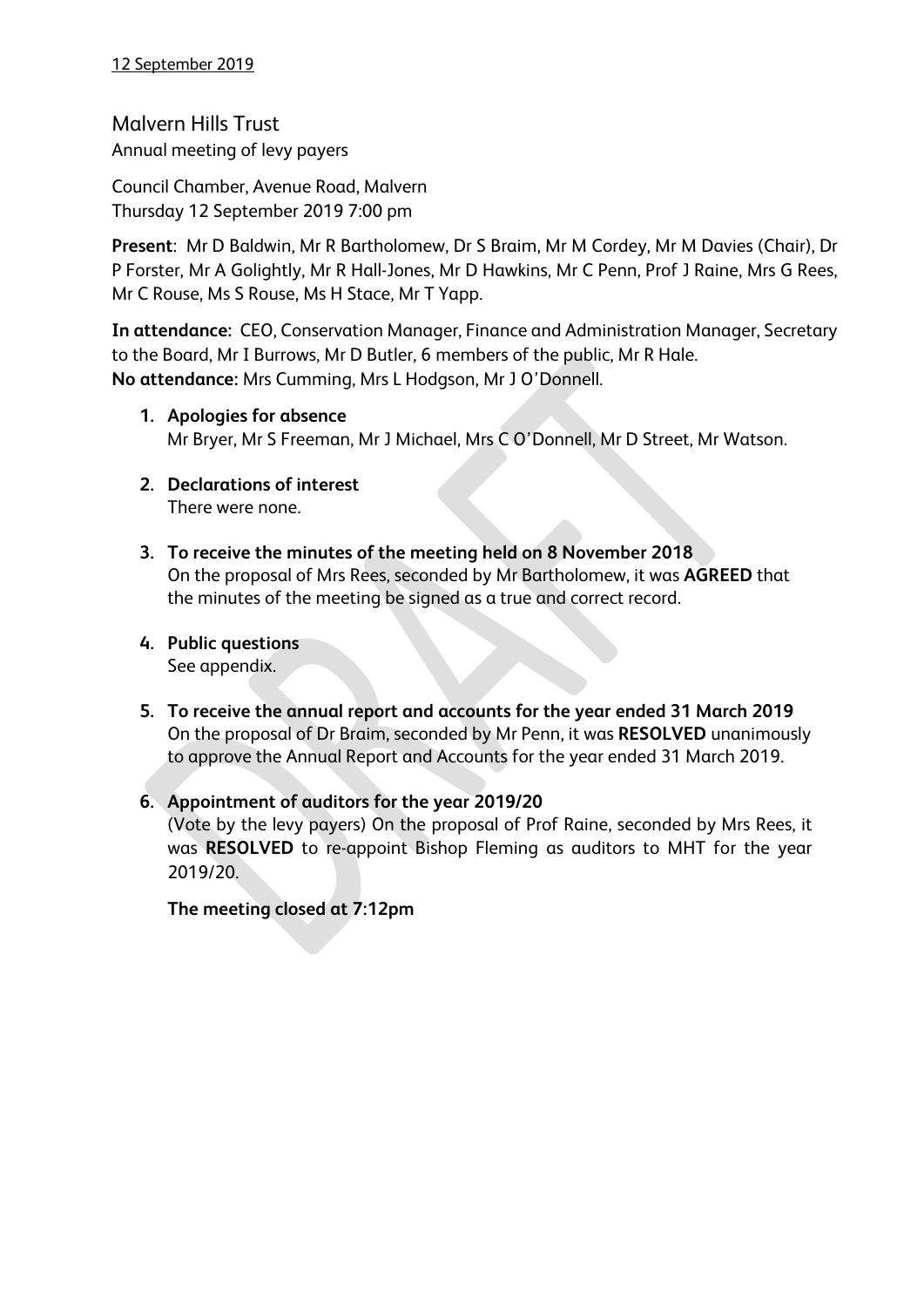12 September 2019

# Malvern Hills Trust

Annual meeting of levy payers

Council Chamber, Avenue Road, Malvern
Thursday 12 September 2019 7:00 pm

**Present**: Mr D Baldwin, Mr R Bartholomew, Dr S Braim, Mr M Cordey, Mr M Davies (Chair), Dr P Forster, Mr A Golightly, Mr R Hall-Jones, Mr D Hawkins, Mr C Penn, Prof J Raine, Mrs G Rees, Mr C Rouse, Ms S Rouse, Ms H Stace, Mr T Yapp.

**In attendance**: CEO, Conservation Manager, Finance and Administration Manager, Secretary to the Board, Mr I Burrows, Mr D Butler, 6 members of the public, Mr R Hale.
**No attendance:** Mrs Cumming, Mrs L Hodgson, Mr J O'Donnell.

1. **Apologies for absence**
   Mr Bryer, Mr S Freeman, Mr J Michael, Mrs C O'Donnell, Mr D Street, Mr Watson.

2. **Declarations of interest**
   There were none.

3. **To receive the minutes of the meeting held on 8 November 2018**
   On the proposal of Mrs Rees, seconded by Mr Bartholomew, it was **AGREED** that the minutes of the meeting be signed as a true and correct record.

4. **Public questions**
   See appendix.

5. **To receive the annual report and accounts for the year ended 31 March 2019**
   On the proposal of Dr Braim, seconded by Mr Penn, it was **RESOLVED** unanimously to approve the Annual Report and Accounts for the year ended 31 March 2019.

6. **Appointment of auditors for the year 2019/20**
   (Vote by the levy payers) On the proposal of Prof Raine, seconded by Mrs Rees, it was **RESOLVED** to re-appoint Bishop Fleming as auditors to MHT for the year 2019/20.

   **The meeting closed at 7:12pm**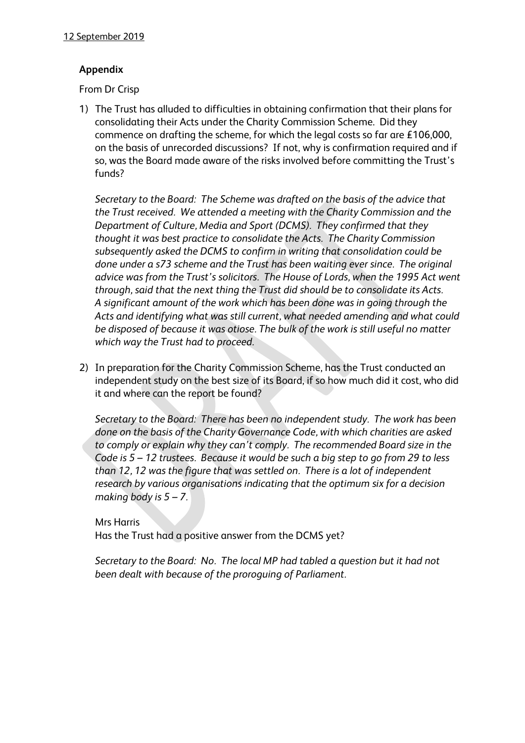12 September 2019

**Appendix**

From Dr Crisp

1) The Trust has alluded to difficulties in obtaining confirmation that their plans for consolidating their Acts under the Charity Commission Scheme. Did they commence on drafting the scheme, for which the legal costs so far are £106,000, on the basis of unrecorded discussions? If not, why is confirmation required and if so, was the Board made aware of the risks involved before committing the Trust's funds?

   *Secretary to the Board: The Scheme was drafted on the basis of the advice that the Trust received. We attended a meeting with the Charity Commission and the Department of Culture, Media and Sport (DCMS). They confirmed that they thought it was best practice to consolidate the Acts. The Charity Commission subsequently asked the DCMS to confirm in writing that consolidation could be done under a s73 scheme and the Trust has been waiting ever since. The original advice was from the Trust's solicitors. The House of Lords, when the 1995 Act went through, said that the next thing the Trust did should be to consolidate its Acts. A significant amount of the work which has been done was in going through the Acts and identifying what was still current, what needed amending and what could be disposed of because it was otiose. The bulk of the work is still useful no matter which way the Trust had to proceed.*

2) In preparation for the Charity Commission Scheme, has the Trust conducted an independent study on the best size of its Board, if so how much did it cost, who did it and where can the report be found?

   *Secretary to the Board: There has been no independent study. The work has been done on the basis of the Charity Governance Code, with which charities are asked to comply or explain why they can't comply. The recommended Board size in the Code is 5 – 12 trustees. Because it would be such a big step to go from 29 to less than 12, 12 was the figure that was settled on. There is a lot of independent research by various organisations indicating that the optimum six for a decision making body is 5 – 7.*

   Mrs Harris
   Has the Trust had a positive answer from the DCMS yet?

   *Secretary to the Board: No. The local MP had tabled a question but it had not been dealt with because of the proroguing of Parliament.*